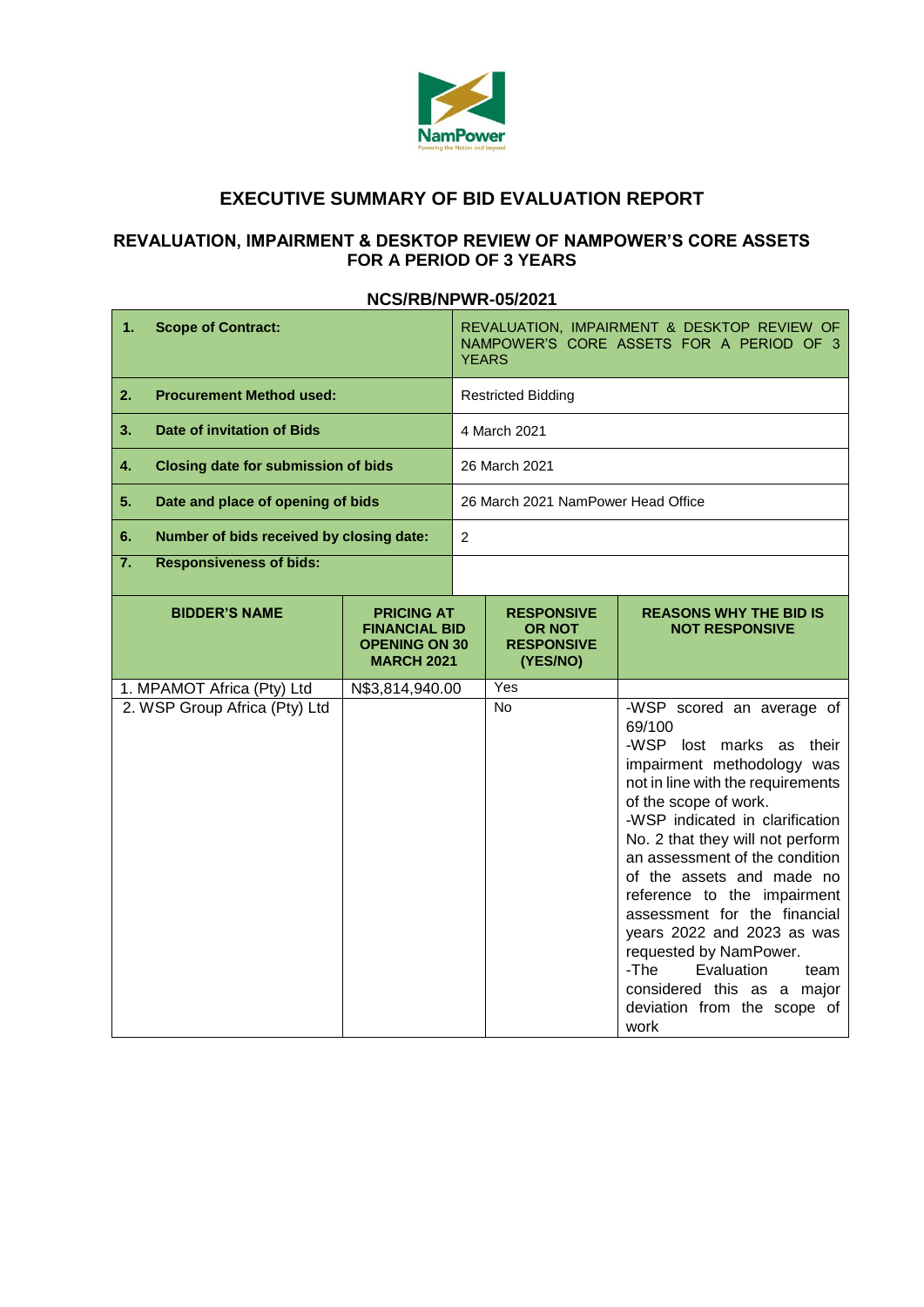# EXECUTIVE SUMMARY OF BID EVALUATION REPORT

## REVALUATION, IMPAIRMENT & DESKTOP REVIEW OF NAMPOWER'S CORE ASSETS FOR A PERIOD OF 3 YEARS

### NCS/RB/NPWR-05/2021

| | |
|---|---|
| **1. Scope of Contract:** | REVALUATION, IMPAIRMENT & DESKTOP REVIEW OF NAMPOWER'S CORE ASSETS FOR A PERIOD OF 3 YEARS |
| **2. Procurement Method used:** | Restricted Bidding |
| **3. Date of invitation of Bids** | 4 March 2021 |
| **4. Closing date for submission of bids** | 26 March 2021 |
| **5. Date and place of opening of bids** | 26 March 2021 NamPower Head Office |
| **6. Number of bids received by closing date:** | 2 |
| **7. Responsiveness of bids:** | |

| BIDDER'S NAME | PRICING AT FINANCIAL BID OPENING ON 30 MARCH 2021 | RESPONSIVE OR NOT RESPONSIVE (YES/NO) | REASONS WHY THE BID IS NOT RESPONSIVE |
|---|---|---|---|
| 1. MPAMOT Africa (Pty) Ltd | N$3,814,940.00 | Yes | |
| 2. WSP Group Africa (Pty) Ltd | | No | -WSP scored an average of 69/100<br>-WSP lost marks as their impairment methodology was not in line with the requirements of the scope of work.<br>-WSP indicated in clarification No. 2 that they will not perform an assessment of the condition of the assets and made no reference to the impairment assessment for the financial years 2022 and 2023 as was requested by NamPower.<br>-The Evaluation team considered this as a major deviation from the scope of work |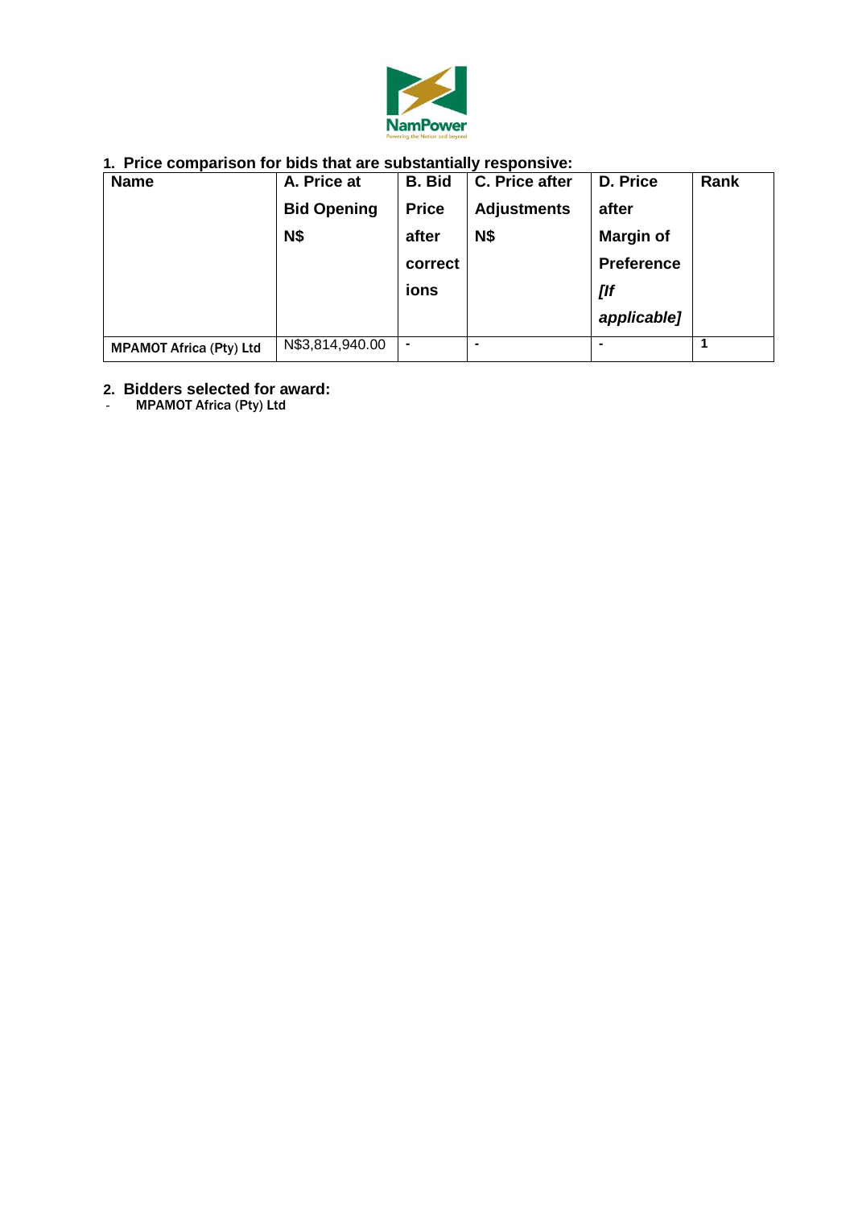NamPower

Powering the Nation and beyond

## 1. Price comparison for bids that are substantially responsive:

| Name | A. Price at Bid Opening N$ | B. Bid Price after corrections | C. Price after Adjustments N$ | D. Price after Margin of Preference *[If applicable]* | Rank |
|---|---|---|---|---|---|
| **MPAMOT Africa (Pty) Ltd** | N$3,814,940.00 | - | - | - | 1 |

## 2. Bidders selected for award:

- **MPAMOT Africa (Pty) Ltd**